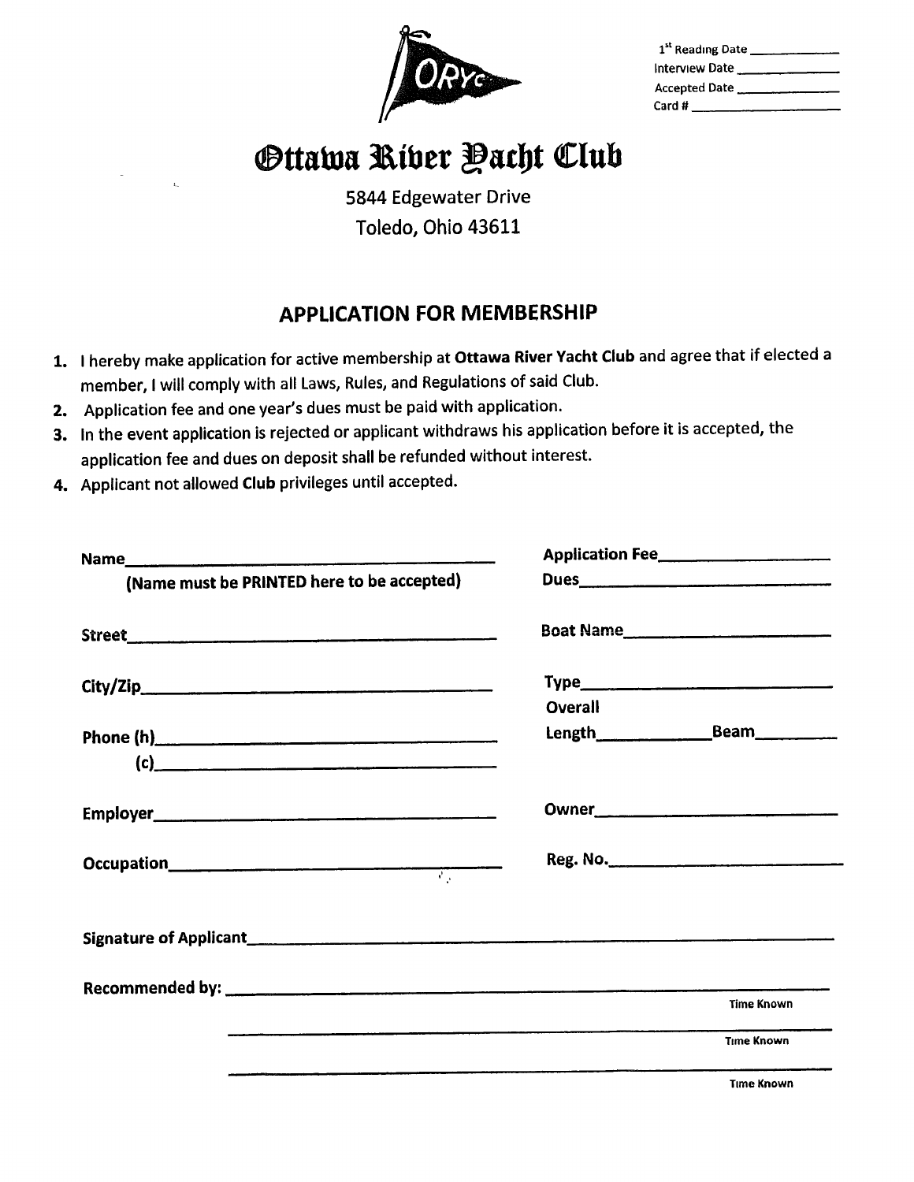ORYC

1st Reading Date ____________
Interview Date ____________
Accepted Date ____________
Card # ____________

# Ottawa River Yacht Club

5844 Edgewater Drive
Toledo, Ohio 43611

## APPLICATION FOR MEMBERSHIP

1. I hereby make application for active membership at **Ottawa River Yacht Club** and agree that if elected a member, I will comply with all Laws, Rules, and Regulations of said Club.
2. Application fee and one year's dues must be paid with application.
3. In the event application is rejected or applicant withdraws his application before it is accepted, the application fee and dues on deposit shall be refunded without interest.
4. Applicant not allowed **Club** privileges until accepted.

**Name**____________________________________
**(Name must be PRINTED here to be accepted)**

**Street**____________________________________

**City/Zip**____________________________________

**Phone (h)**____________________________________
**(c)**____________________________________

**Employer**____________________________________

**Occupation**____________________________________

**Application Fee**____________________
**Dues**____________________

**Boat Name**____________________

**Type**____________________
**Overall**
**Length**____________ **Beam**__________

**Owner**____________________

**Reg. No.**____________________

**Signature of Applicant**____________________________________________________________

**Recommended by:** ____________________________________________________________
Time Known

____________________________________________________________
Time Known

____________________________________________________________
Time Known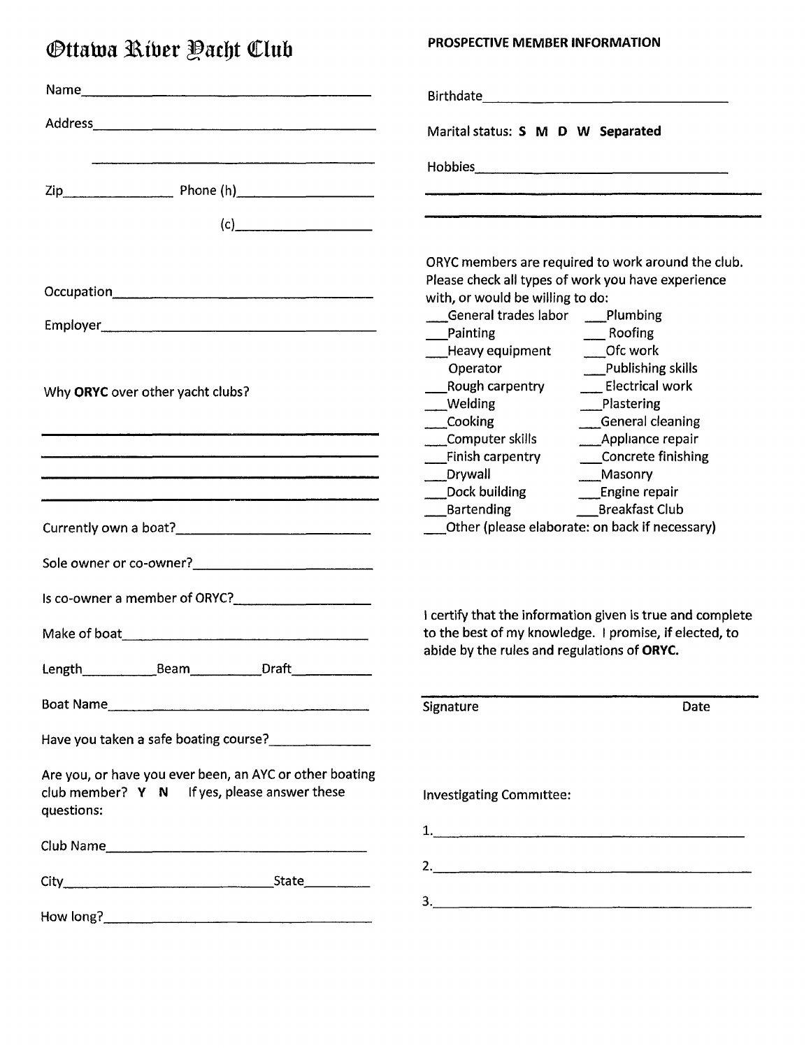# Ottawa River Yacht Club

## PROSPECTIVE MEMBER INFORMATION

Name________________________________________

Address______________________________________

_____________________________________________

Zip______________ Phone (h)__________________

(c)__________________

Occupation___________________________________

Employer_____________________________________

Why **ORYC** over other yacht clubs?

_____________________________________________

_____________________________________________

_____________________________________________

_____________________________________________

Currently own a boat?_________________________

Sole owner or co-owner?_______________________

Is co-owner a member of ORYC?_________________

Make of boat_________________________________

Length__________Beam__________Draft__________

Boat Name___________________________________

Have you taken a safe boating course?_____________

Are you, or have you ever been, an AYC or other boating club member? **Y N** If yes, please answer these questions:

Club Name___________________________________

City____________________________State_________

How long?___________________________________

Birthdate_____________________________________

Marital status: **S M D W Separated**

Hobbies______________________________________

_____________________________________________

_____________________________________________

ORYC members are required to work around the club. Please check all types of work you have experience with, or would be willing to do:

- ___General trades labor
- ___Painting
- ___Heavy equipment Operator
- ___Rough carpentry
- ___Welding
- ___Cooking
- ___Computer skills
- ___Finish carpentry
- ___Drywall
- ___Dock building
- ___Bartending
- ___Plumbing
- ___Roofing
- ___Ofc work
- ___Publishing skills
- ___Electrical work
- ___Plastering
- ___General cleaning
- ___Appliance repair
- ___Concrete finishing
- ___Masonry
- ___Engine repair
- ___Breakfast Club
- ___Other (please elaborate: on back if necessary)

I certify that the information given is true and complete to the best of my knowledge. I promise, if elected, to abide by the rules and regulations of **ORYC.**

_____________________________________________

Signature Date

Investigating Committee:

1.___________________________________________

2.___________________________________________

3.___________________________________________